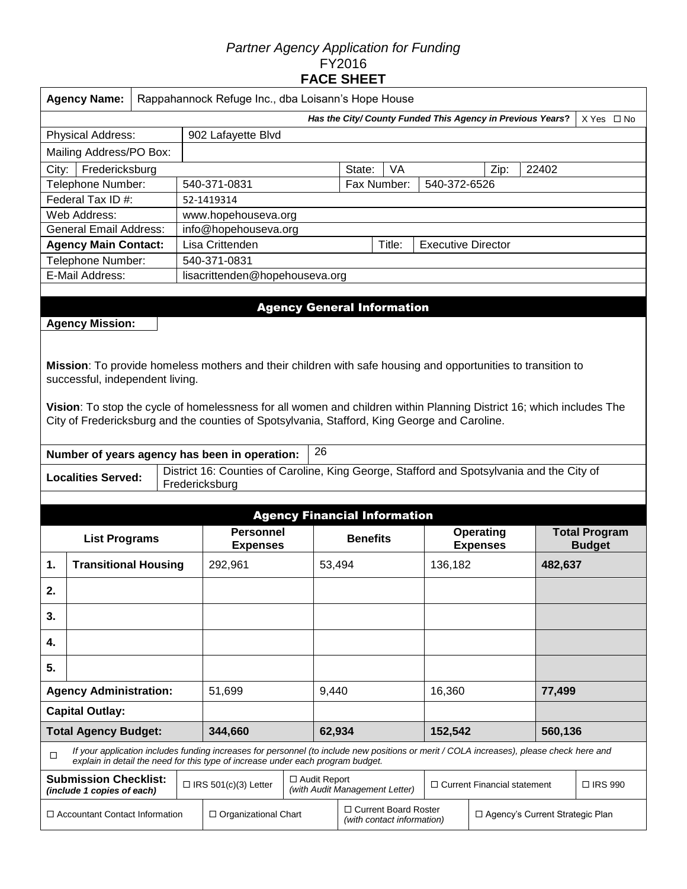*Partner Agency Application for Funding*

FY2016

# FACE SHEET

| **Agency Name:** | Rappahannock Refuge Inc., dba Loisann's Hope House | | | | | |
|---|---|---|---|---|---|---|
| ***Has the City/ County Funded This Agency in Previous Years?*** | X Yes ☐ No | | | | | |
| Physical Address: | 902 Lafayette Blvd | | | | | |
| Mailing Address/PO Box: | | | | | | |
| City: Fredericksburg | | State: | VA | Zip: | 22402 | |
| Telephone Number: | 540-371-0831 | Fax Number: | 540-372-6526 | | | |
| Federal Tax ID #: | 52-1419314 | | | | | |
| Web Address: | www.hopehouseva.org | | | | | |
| General Email Address: | info@hopehouseva.org | | | | | |
| **Agency Main Contact:** | Lisa Crittenden | Title: | Executive Director | | | |
| Telephone Number: | 540-371-0831 | | | | | |
| E-Mail Address: | lisacrittenden@hopehouseva.org | | | | | |

## Agency General Information

**Agency Mission:**

**Mission**: To provide homeless mothers and their children with safe housing and opportunities to transition to successful, independent living.

**Vision**: To stop the cycle of homelessness for all women and children within Planning District 16; which includes The City of Fredericksburg and the counties of Spotsylvania, Stafford, King George and Caroline.

| **Number of years agency has been in operation:** | 26 |
|---|---|
| **Localities Served:** | District 16: Counties of Caroline, King George, Stafford and Spotsylvania and the City of Fredericksburg |

## Agency Financial Information

| | **List Programs** | **Personnel Expenses** | **Benefits** | **Operating Expenses** | **Total Program Budget** |
|---|---|---|---|---|---|
| **1.** | **Transitional Housing** | 292,961 | 53,494 | 136,182 | **482,637** |
| **2.** | | | | | |
| **3.** | | | | | |
| **4.** | | | | | |
| **5.** | | | | | |
| **Agency Administration:** | | 51,699 | 9,440 | 16,360 | **77,499** |
| **Capital Outlay:** | | | | | |
| **Total Agency Budget:** | | **344,660** | **62,934** | **152,542** | **560,136** |

☐ *If your application includes funding increases for personnel (to include new positions or merit / COLA increases), please check here and explain in detail the need for this type of increase under each program budget.*

| **Submission Checklist:** *(include 1 copies of each)* | ☐ IRS 501(c)(3) Letter | ☐ Audit Report *(with Audit Management Letter)* | ☐ Current Financial statement | ☐ IRS 990 |
|---|---|---|---|---|
| ☐ Accountant Contact Information | ☐ Organizational Chart | ☐ Current Board Roster *(with contact information)* | ☐ Agency's Current Strategic Plan | |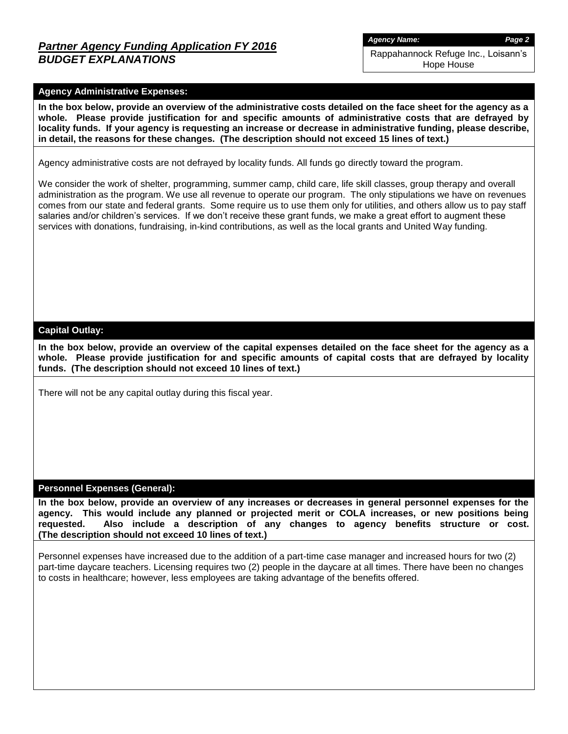## *Partner Agency Funding Application FY 2016*
## *BUDGET EXPLANATIONS*

***Agency Name:***

Rappahannock Refuge Inc., Loisann's Hope House

### Agency Administrative Expenses:

**In the box below, provide an overview of the administrative costs detailed on the face sheet for the agency as a whole. Please provide justification for and specific amounts of administrative costs that are defrayed by locality funds. If your agency is requesting an increase or decrease in administrative funding, please describe, in detail, the reasons for these changes. (The description should not exceed 15 lines of text.)**

Agency administrative costs are not defrayed by locality funds. All funds go directly toward the program.

We consider the work of shelter, programming, summer camp, child care, life skill classes, group therapy and overall administration as the program. We use all revenue to operate our program. The only stipulations we have on revenues comes from our state and federal grants. Some require us to use them only for utilities, and others allow us to pay staff salaries and/or children's services. If we don't receive these grant funds, we make a great effort to augment these services with donations, fundraising, in-kind contributions, as well as the local grants and United Way funding.

### Capital Outlay:

**In the box below, provide an overview of the capital expenses detailed on the face sheet for the agency as a whole. Please provide justification for and specific amounts of capital costs that are defrayed by locality funds. (The description should not exceed 10 lines of text.)**

There will not be any capital outlay during this fiscal year.

### Personnel Expenses (General):

**In the box below, provide an overview of any increases or decreases in general personnel expenses for the agency. This would include any planned or projected merit or COLA increases, or new positions being requested. Also include a description of any changes to agency benefits structure or cost. (The description should not exceed 10 lines of text.)**

Personnel expenses have increased due to the addition of a part-time case manager and increased hours for two (2) part-time daycare teachers. Licensing requires two (2) people in the daycare at all times. There have been no changes to costs in healthcare; however, less employees are taking advantage of the benefits offered.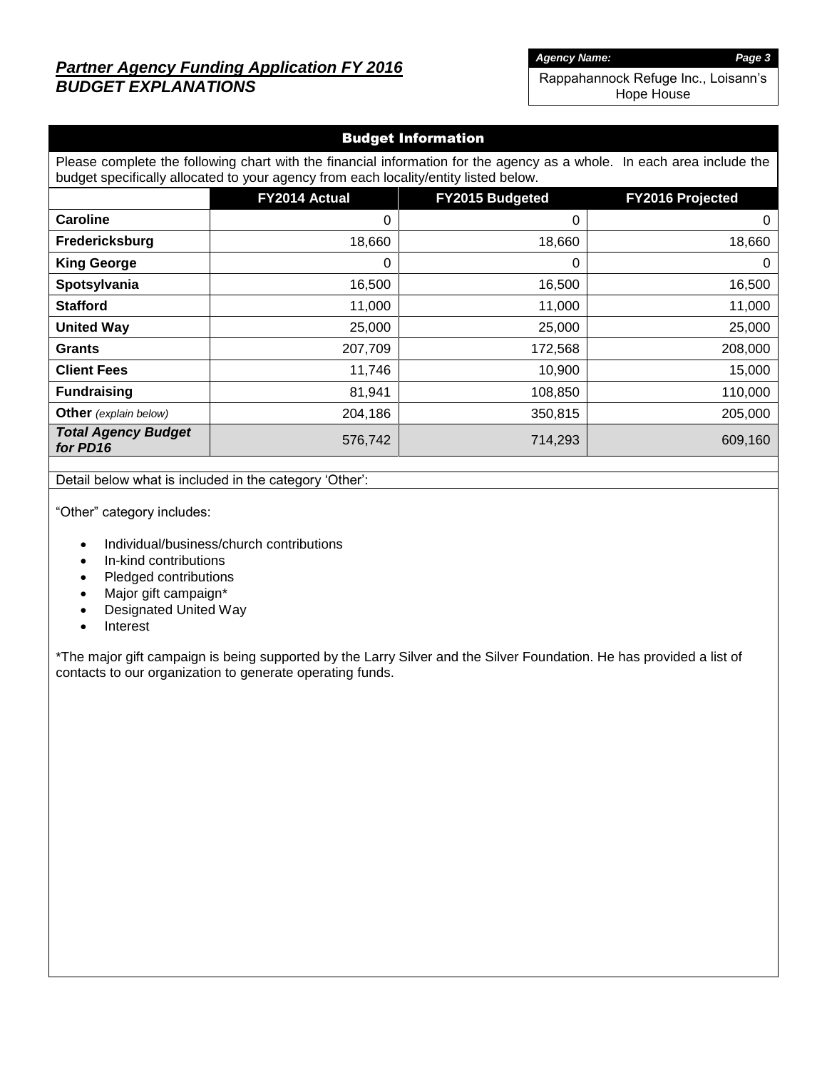## *Partner Agency Funding Application FY 2016*
## ***BUDGET EXPLANATIONS***

***Agency Name:***
Rappahannock Refuge Inc., Loisann's Hope House

### Budget Information

Please complete the following chart with the financial information for the agency as a whole. In each area include the budget specifically allocated to your agency from each locality/entity listed below.

| | FY2014 Actual | FY2015 Budgeted | FY2016 Projected |
|---|---|---|---|
| **Caroline** | 0 | 0 | 0 |
| **Fredericksburg** | 18,660 | 18,660 | 18,660 |
| **King George** | 0 | 0 | 0 |
| **Spotsylvania** | 16,500 | 16,500 | 16,500 |
| **Stafford** | 11,000 | 11,000 | 11,000 |
| **United Way** | 25,000 | 25,000 | 25,000 |
| **Grants** | 207,709 | 172,568 | 208,000 |
| **Client Fees** | 11,746 | 10,900 | 15,000 |
| **Fundraising** | 81,941 | 108,850 | 110,000 |
| **Other** *(explain below)* | 204,186 | 350,815 | 205,000 |
| ***Total Agency Budget for PD16*** | 576,742 | 714,293 | 609,160 |

Detail below what is included in the category 'Other':

"Other" category includes:

- Individual/business/church contributions
- In-kind contributions
- Pledged contributions
- Major gift campaign*
- Designated United Way
- Interest

*The major gift campaign is being supported by the Larry Silver and the Silver Foundation. He has provided a list of contacts to our organization to generate operating funds.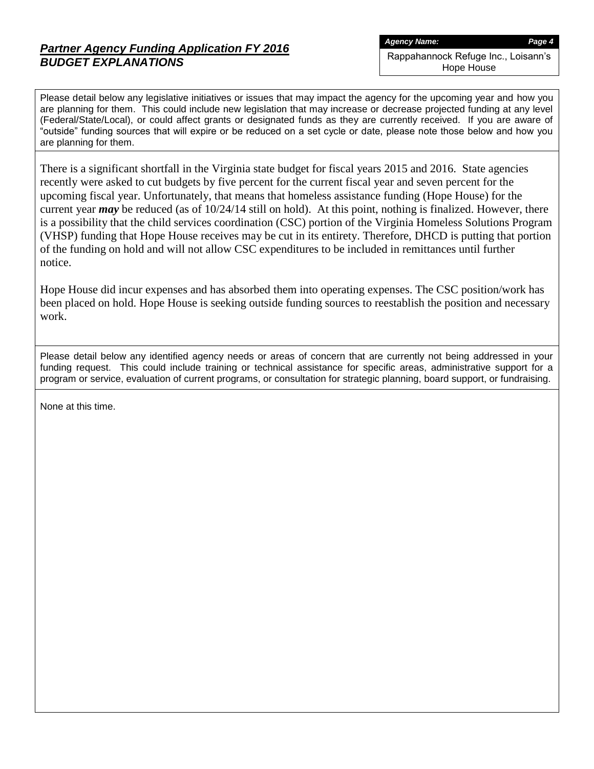## ***Partner Agency Funding Application FY 2016***
## ***BUDGET EXPLANATIONS***

***Agency Name:***

Rappahannock Refuge Inc., Loisann's Hope House

Please detail below any legislative initiatives or issues that may impact the agency for the upcoming year and how you are planning for them. This could include new legislation that may increase or decrease projected funding at any level (Federal/State/Local), or could affect grants or designated funds as they are currently received. If you are aware of "outside" funding sources that will expire or be reduced on a set cycle or date, please note those below and how you are planning for them.

There is a significant shortfall in the Virginia state budget for fiscal years 2015 and 2016. State agencies recently were asked to cut budgets by five percent for the current fiscal year and seven percent for the upcoming fiscal year. Unfortunately, that means that homeless assistance funding (Hope House) for the current year ***may*** be reduced (as of 10/24/14 still on hold). At this point, nothing is finalized. However, there is a possibility that the child services coordination (CSC) portion of the Virginia Homeless Solutions Program (VHSP) funding that Hope House receives may be cut in its entirety. Therefore, DHCD is putting that portion of the funding on hold and will not allow CSC expenditures to be included in remittances until further notice.

Hope House did incur expenses and has absorbed them into operating expenses. The CSC position/work has been placed on hold. Hope House is seeking outside funding sources to reestablish the position and necessary work.

Please detail below any identified agency needs or areas of concern that are currently not being addressed in your funding request. This could include training or technical assistance for specific areas, administrative support for a program or service, evaluation of current programs, or consultation for strategic planning, board support, or fundraising.

None at this time.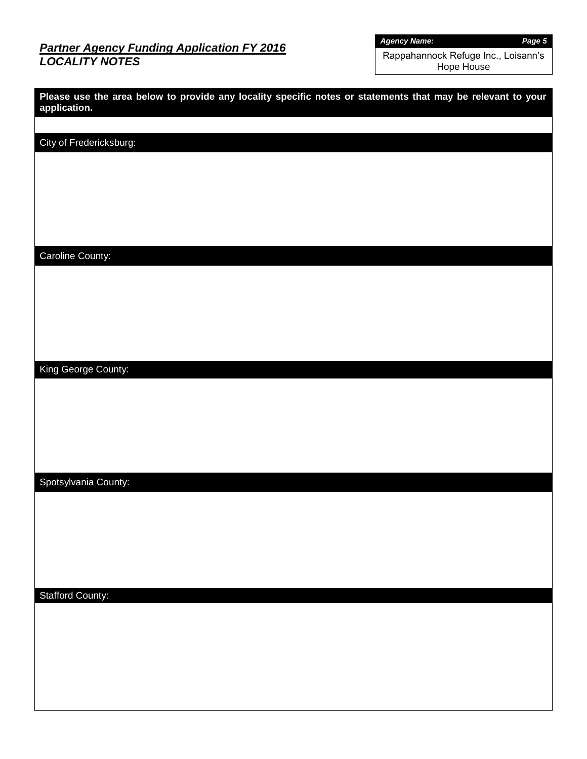## *Partner Agency Funding Application FY 2016*
## *LOCALITY NOTES*

| ***Agency Name:*** |
| --- |
| Rappahannock Refuge Inc., Loisann's Hope House |

**Please use the area below to provide any locality specific notes or statements that may be relevant to your application.**

City of Fredericksburg:

Caroline County:

King George County:

Spotsylvania County:

Stafford County: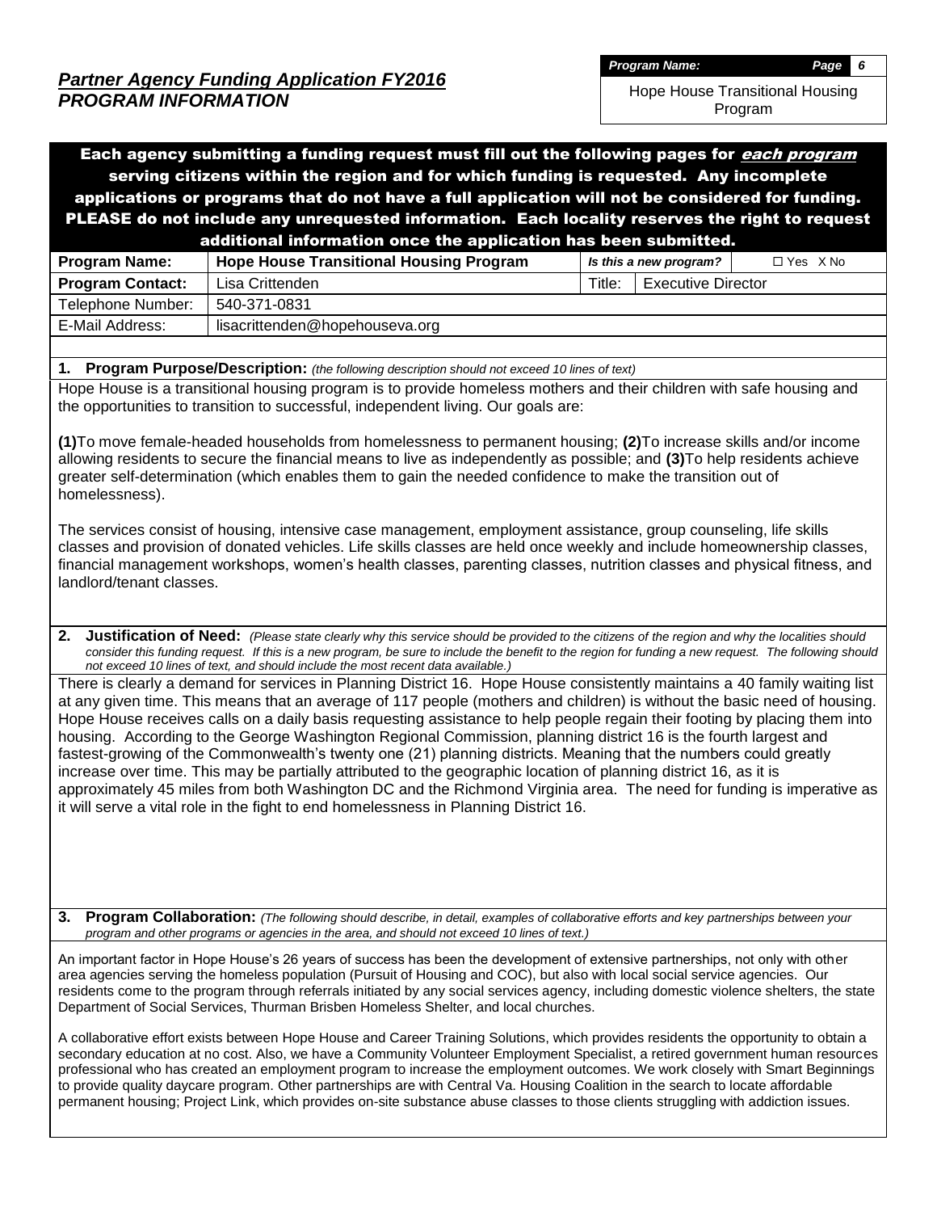## *Partner Agency Funding Application FY2016*
## *PROGRAM INFORMATION*

| *Program Name:* |
|---|
| Hope House Transitional Housing Program |

**Each agency submitting a funding request must fill out the following pages for *each program* serving citizens within the region and for which funding is requested. Any incomplete applications or programs that do not have a full application will not be considered for funding. PLEASE do not include any unrequested information. Each locality reserves the right to request additional information once the application has been submitted.**

| **Program Name:** | **Hope House Transitional Housing Program** | ***Is this a new program?*** | ☐ Yes X No |
|---|---|---|---|
| **Program Contact:** | Lisa Crittenden | Title: | Executive Director |
| Telephone Number: | 540-371-0831 | | |
| E-Mail Address: | lisacrittenden@hopehouseva.org | | |

**1. Program Purpose/Description:** *(the following description should not exceed 10 lines of text)*

Hope House is a transitional housing program is to provide homeless mothers and their children with safe housing and the opportunities to transition to successful, independent living. Our goals are:

**(1)**To move female-headed households from homelessness to permanent housing; **(2)**To increase skills and/or income allowing residents to secure the financial means to live as independently as possible; and **(3)**To help residents achieve greater self-determination (which enables them to gain the needed confidence to make the transition out of homelessness).

The services consist of housing, intensive case management, employment assistance, group counseling, life skills classes and provision of donated vehicles. Life skills classes are held once weekly and include homeownership classes, financial management workshops, women's health classes, parenting classes, nutrition classes and physical fitness, and landlord/tenant classes.

**2. Justification of Need:** *(Please state clearly why this service should be provided to the citizens of the region and why the localities should consider this funding request. If this is a new program, be sure to include the benefit to the region for funding a new request. The following should not exceed 10 lines of text, and should include the most recent data available.)*

There is clearly a demand for services in Planning District 16. Hope House consistently maintains a 40 family waiting list at any given time. This means that an average of 117 people (mothers and children) is without the basic need of housing. Hope House receives calls on a daily basis requesting assistance to help people regain their footing by placing them into housing. According to the George Washington Regional Commission, planning district 16 is the fourth largest and fastest-growing of the Commonwealth's twenty one (21) planning districts. Meaning that the numbers could greatly increase over time. This may be partially attributed to the geographic location of planning district 16, as it is approximately 45 miles from both Washington DC and the Richmond Virginia area. The need for funding is imperative as it will serve a vital role in the fight to end homelessness in Planning District 16.

**3. Program Collaboration:** *(The following should describe, in detail, examples of collaborative efforts and key partnerships between your program and other programs or agencies in the area, and should not exceed 10 lines of text.)*

An important factor in Hope House's 26 years of success has been the development of extensive partnerships, not only with other area agencies serving the homeless population (Pursuit of Housing and COC), but also with local social service agencies. Our residents come to the program through referrals initiated by any social services agency, including domestic violence shelters, the state Department of Social Services, Thurman Brisben Homeless Shelter, and local churches.

A collaborative effort exists between Hope House and Career Training Solutions, which provides residents the opportunity to obtain a secondary education at no cost. Also, we have a Community Volunteer Employment Specialist, a retired government human resources professional who has created an employment program to increase the employment outcomes. We work closely with Smart Beginnings to provide quality daycare program. Other partnerships are with Central Va. Housing Coalition in the search to locate affordable permanent housing; Project Link, which provides on-site substance abuse classes to those clients struggling with addiction issues.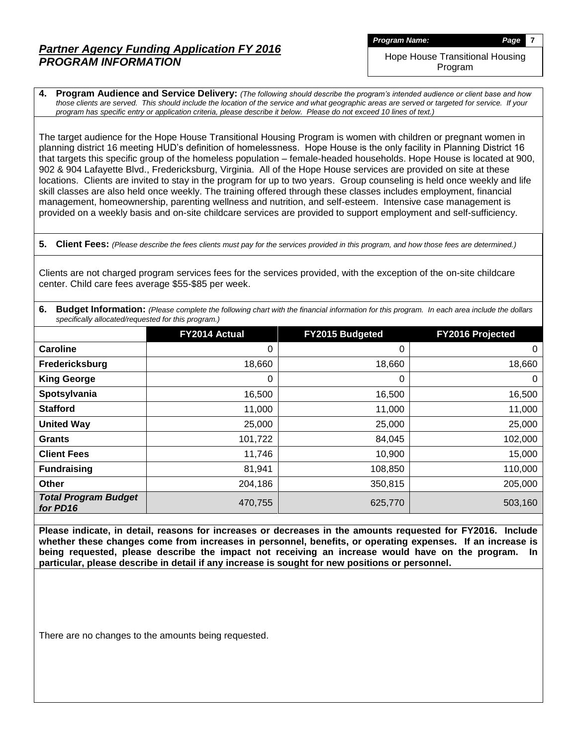## *Partner Agency Funding Application FY 2016*
## *PROGRAM INFORMATION*

***Program Name:***
Hope House Transitional Housing Program

**4. Program Audience and Service Delivery:** *(The following should describe the program's intended audience or client base and how those clients are served. This should include the location of the service and what geographic areas are served or targeted for service. If your program has specific entry or application criteria, please describe it below. Please do not exceed 10 lines of text.)*

The target audience for the Hope House Transitional Housing Program is women with children or pregnant women in planning district 16 meeting HUD's definition of homelessness. Hope House is the only facility in Planning District 16 that targets this specific group of the homeless population – female-headed households. Hope House is located at 900, 902 & 904 Lafayette Blvd., Fredericksburg, Virginia. All of the Hope House services are provided on site at these locations. Clients are invited to stay in the program for up to two years. Group counseling is held once weekly and life skill classes are also held once weekly. The training offered through these classes includes employment, financial management, homeownership, parenting wellness and nutrition, and self-esteem. Intensive case management is provided on a weekly basis and on-site childcare services are provided to support employment and self-sufficiency.

**5. Client Fees:** *(Please describe the fees clients must pay for the services provided in this program, and how those fees are determined.)*

Clients are not charged program services fees for the services provided, with the exception of the on-site childcare center. Child care fees average $55-$85 per week.

**6. Budget Information:** *(Please complete the following chart with the financial information for this program. In each area include the dollars specifically allocated/requested for this program.)*

| | FY2014 Actual | FY2015 Budgeted | FY2016 Projected |
|---|---|---|---|
| **Caroline** | 0 | 0 | 0 |
| **Fredericksburg** | 18,660 | 18,660 | 18,660 |
| **King George** | 0 | 0 | 0 |
| **Spotsylvania** | 16,500 | 16,500 | 16,500 |
| **Stafford** | 11,000 | 11,000 | 11,000 |
| **United Way** | 25,000 | 25,000 | 25,000 |
| **Grants** | 101,722 | 84,045 | 102,000 |
| **Client Fees** | 11,746 | 10,900 | 15,000 |
| **Fundraising** | 81,941 | 108,850 | 110,000 |
| **Other** | 204,186 | 350,815 | 205,000 |
| ***Total Program Budget for PD16*** | 470,755 | 625,770 | 503,160 |

**Please indicate, in detail, reasons for increases or decreases in the amounts requested for FY2016. Include whether these changes come from increases in personnel, benefits, or operating expenses. If an increase is being requested, please describe the impact not receiving an increase would have on the program. In particular, please describe in detail if any increase is sought for new positions or personnel.**

There are no changes to the amounts being requested.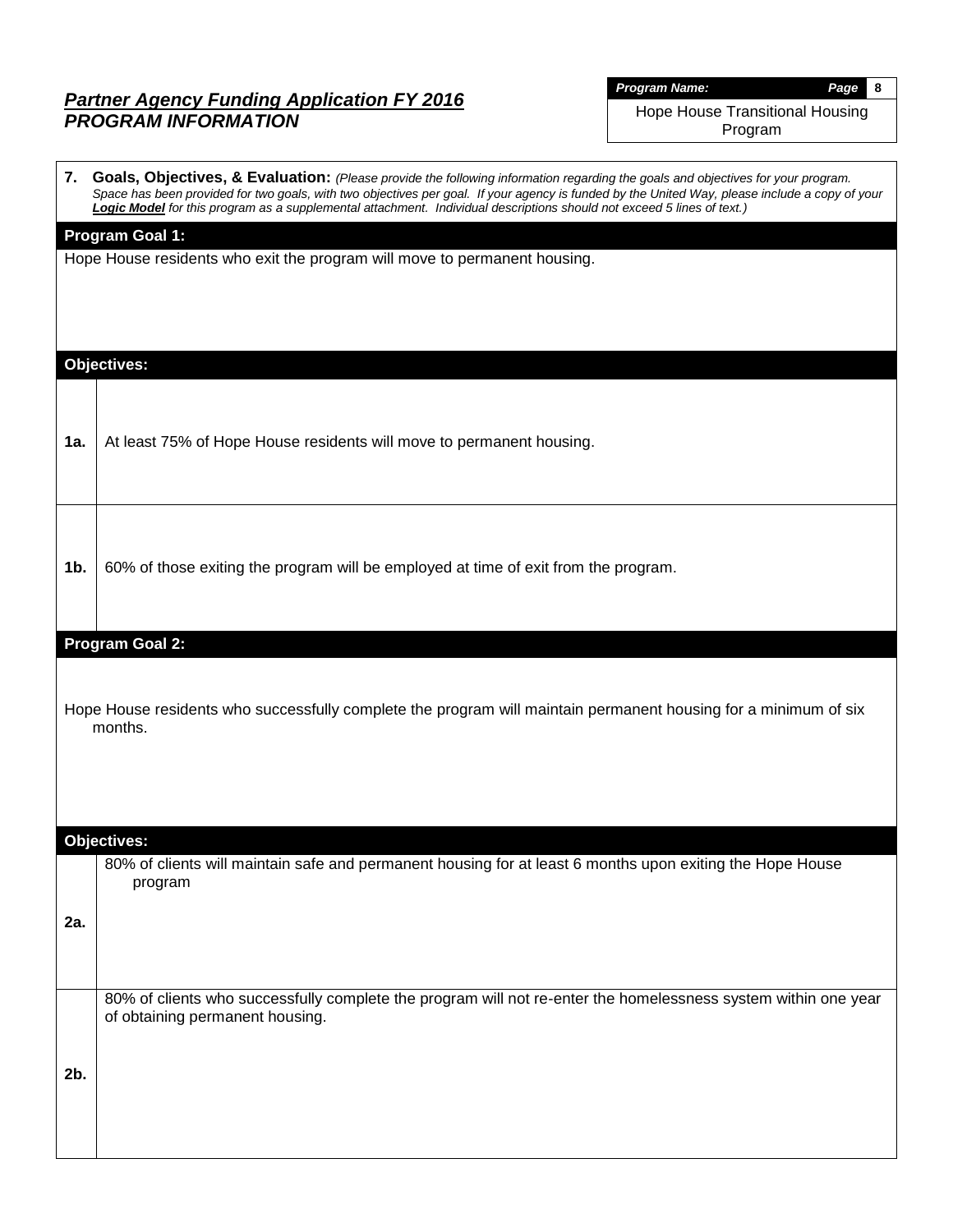## *Partner Agency Funding Application FY 2016*
## *PROGRAM INFORMATION*

| ***Program Name:*** |
|---|
| Hope House Transitional Housing Program |

**7. Goals, Objectives, & Evaluation:** *(Please provide the following information regarding the goals and objectives for your program. Space has been provided for two goals, with two objectives per goal. If your agency is funded by the United Way, please include a copy of your **Logic Model** for this program as a supplemental attachment. Individual descriptions should not exceed 5 lines of text.)*

**Program Goal 1:**

Hope House residents who exit the program will move to permanent housing.

**Objectives:**

| | |
|---|---|
| **1a.** | At least 75% of Hope House residents will move to permanent housing. |
| **1b.** | 60% of those exiting the program will be employed at time of exit from the program. |

**Program Goal 2:**

Hope House residents who successfully complete the program will maintain permanent housing for a minimum of six months.

**Objectives:**

| | |
|---|---|
| **2a.** | 80% of clients will maintain safe and permanent housing for at least 6 months upon exiting the Hope House program |
| **2b.** | 80% of clients who successfully complete the program will not re-enter the homelessness system within one year of obtaining permanent housing. |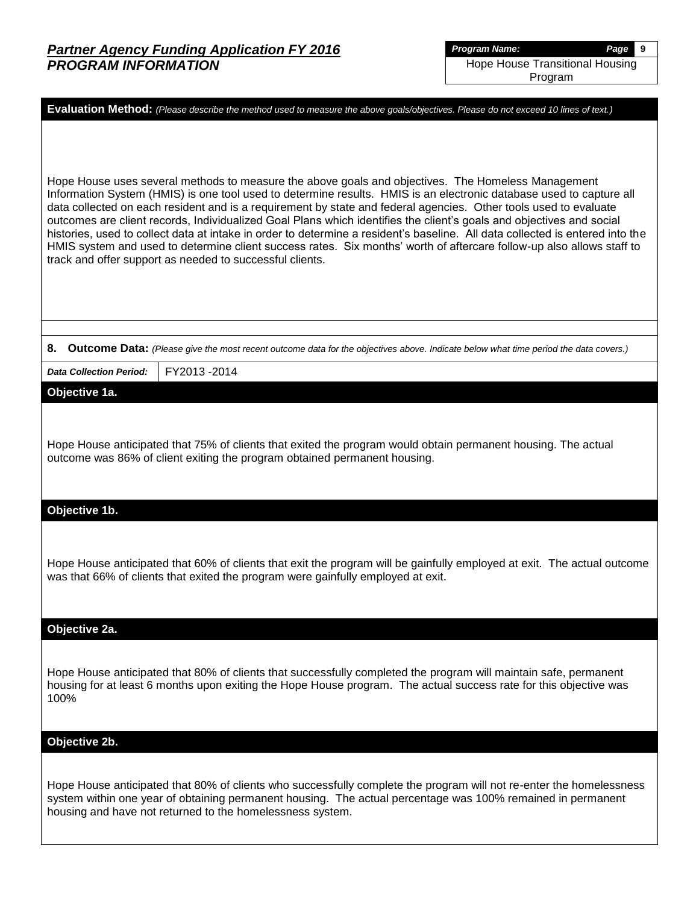**Evaluation Method:** *(Please describe the method used to measure the above goals/objectives. Please do not exceed 10 lines of text.)*

Hope House uses several methods to measure the above goals and objectives. The Homeless Management Information System (HMIS) is one tool used to determine results. HMIS is an electronic database used to capture all data collected on each resident and is a requirement by state and federal agencies. Other tools used to evaluate outcomes are client records, Individualized Goal Plans which identifies the client's goals and objectives and social histories, used to collect data at intake in order to determine a resident's baseline. All data collected is entered into the HMIS system and used to determine client success rates. Six months' worth of aftercare follow-up also allows staff to track and offer support as needed to successful clients.

**8. Outcome Data:** *(Please give the most recent outcome data for the objectives above. Indicate below what time period the data covers.)*

| *Data Collection Period:* | FY2013 -2014 |
| --- | --- |

**Objective 1a.**

Hope House anticipated that 75% of clients that exited the program would obtain permanent housing. The actual outcome was 86% of client exiting the program obtained permanent housing.

**Objective 1b.**

Hope House anticipated that 60% of clients that exit the program will be gainfully employed at exit. The actual outcome was that 66% of clients that exited the program were gainfully employed at exit.

**Objective 2a.**

Hope House anticipated that 80% of clients that successfully completed the program will maintain safe, permanent housing for at least 6 months upon exiting the Hope House program. The actual success rate for this objective was 100%

**Objective 2b.**

Hope House anticipated that 80% of clients who successfully complete the program will not re-enter the homelessness system within one year of obtaining permanent housing. The actual percentage was 100% remained in permanent housing and have not returned to the homelessness system.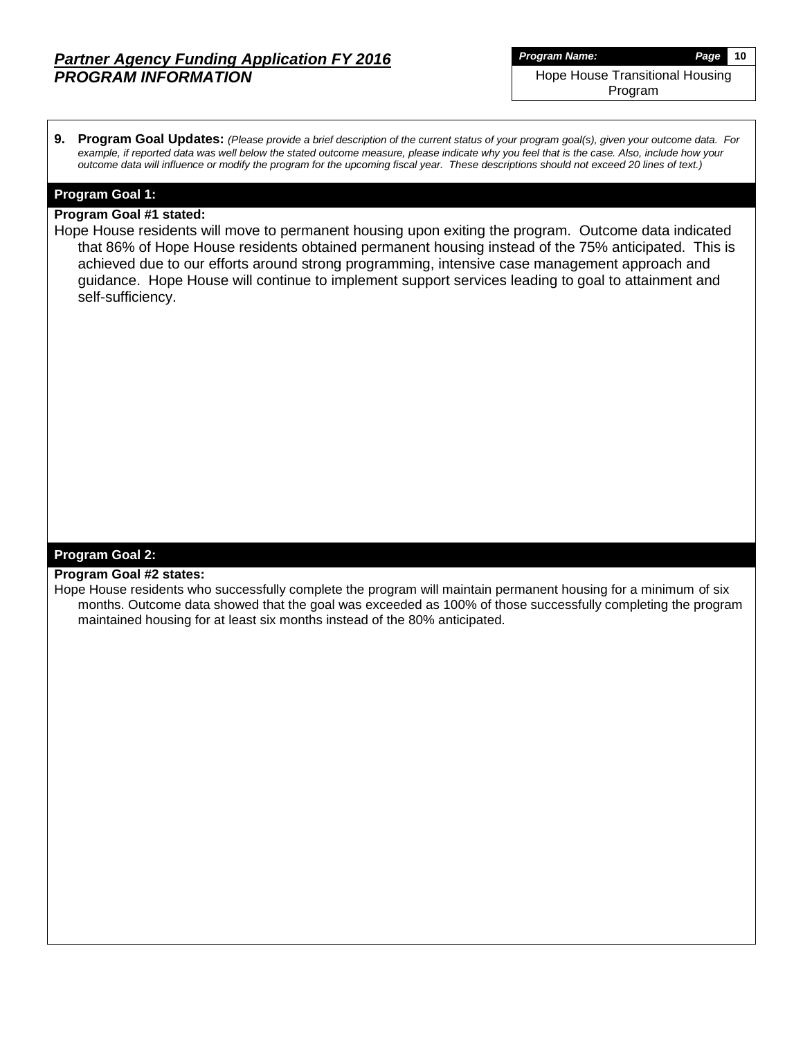## Partner Agency Funding Application FY 2016
## PROGRAM INFORMATION

**Program Name:** Hope House Transitional Housing Program

**9. Program Goal Updates:** *(Please provide a brief description of the current status of your program goal(s), given your outcome data. For example, if reported data was well below the stated outcome measure, please indicate why you feel that is the case. Also, include how your outcome data will influence or modify the program for the upcoming fiscal year. These descriptions should not exceed 20 lines of text.)*

### Program Goal 1:

**Program Goal #1 stated:**

Hope House residents will move to permanent housing upon exiting the program. Outcome data indicated that 86% of Hope House residents obtained permanent housing instead of the 75% anticipated. This is achieved due to our efforts around strong programming, intensive case management approach and guidance. Hope House will continue to implement support services leading to goal to attainment and self-sufficiency.

### Program Goal 2:

**Program Goal #2 states:**

Hope House residents who successfully complete the program will maintain permanent housing for a minimum of six months. Outcome data showed that the goal was exceeded as 100% of those successfully completing the program maintained housing for at least six months instead of the 80% anticipated.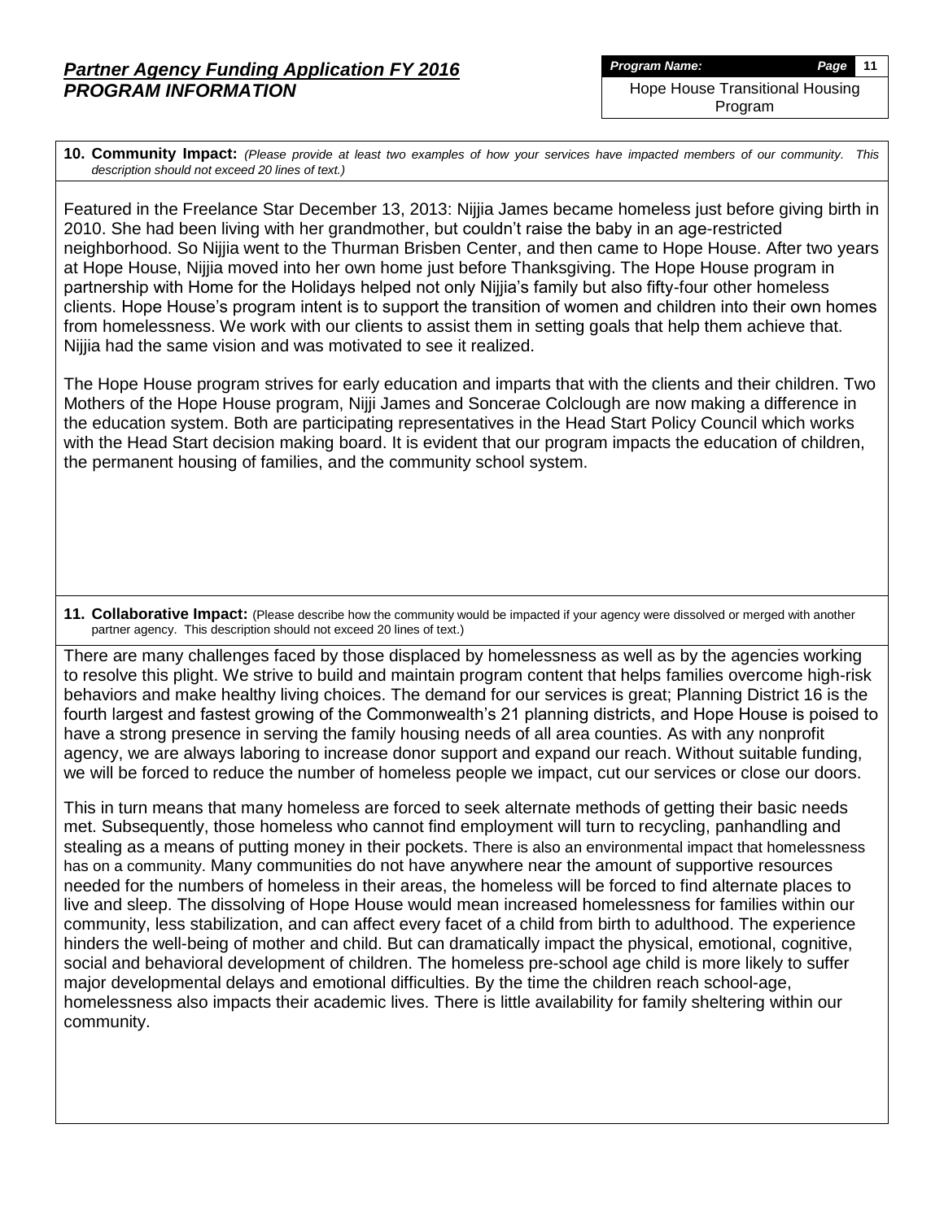## *Partner Agency Funding Application FY 2016*
## *PROGRAM INFORMATION*

***Program Name:***
Hope House Transitional Housing Program

**10. Community Impact:** *(Please provide at least two examples of how your services have impacted members of our community. This description should not exceed 20 lines of text.)*

Featured in the Freelance Star December 13, 2013: Nijjia James became homeless just before giving birth in 2010. She had been living with her grandmother, but couldn't raise the baby in an age-restricted neighborhood. So Nijjia went to the Thurman Brisben Center, and then came to Hope House. After two years at Hope House, Nijjia moved into her own home just before Thanksgiving. The Hope House program in partnership with Home for the Holidays helped not only Nijjia's family but also fifty-four other homeless clients. Hope House's program intent is to support the transition of women and children into their own homes from homelessness. We work with our clients to assist them in setting goals that help them achieve that. Nijjia had the same vision and was motivated to see it realized.

The Hope House program strives for early education and imparts that with the clients and their children. Two Mothers of the Hope House program, Nijji James and Soncerae Colclough are now making a difference in the education system. Both are participating representatives in the Head Start Policy Council which works with the Head Start decision making board. It is evident that our program impacts the education of children, the permanent housing of families, and the community school system.

**11. Collaborative Impact:** (Please describe how the community would be impacted if your agency were dissolved or merged with another partner agency. This description should not exceed 20 lines of text.)

There are many challenges faced by those displaced by homelessness as well as by the agencies working to resolve this plight. We strive to build and maintain program content that helps families overcome high-risk behaviors and make healthy living choices. The demand for our services is great; Planning District 16 is the fourth largest and fastest growing of the Commonwealth's 21 planning districts, and Hope House is poised to have a strong presence in serving the family housing needs of all area counties. As with any nonprofit agency, we are always laboring to increase donor support and expand our reach. Without suitable funding, we will be forced to reduce the number of homeless people we impact, cut our services or close our doors.

This in turn means that many homeless are forced to seek alternate methods of getting their basic needs met. Subsequently, those homeless who cannot find employment will turn to recycling, panhandling and stealing as a means of putting money in their pockets. There is also an environmental impact that homelessness has on a community. Many communities do not have anywhere near the amount of supportive resources needed for the numbers of homeless in their areas, the homeless will be forced to find alternate places to live and sleep. The dissolving of Hope House would mean increased homelessness for families within our community, less stabilization, and can affect every facet of a child from birth to adulthood. The experience hinders the well-being of mother and child. But can dramatically impact the physical, emotional, cognitive, social and behavioral development of children. The homeless pre-school age child is more likely to suffer major developmental delays and emotional difficulties. By the time the children reach school-age, homelessness also impacts their academic lives. There is little availability for family sheltering within our community.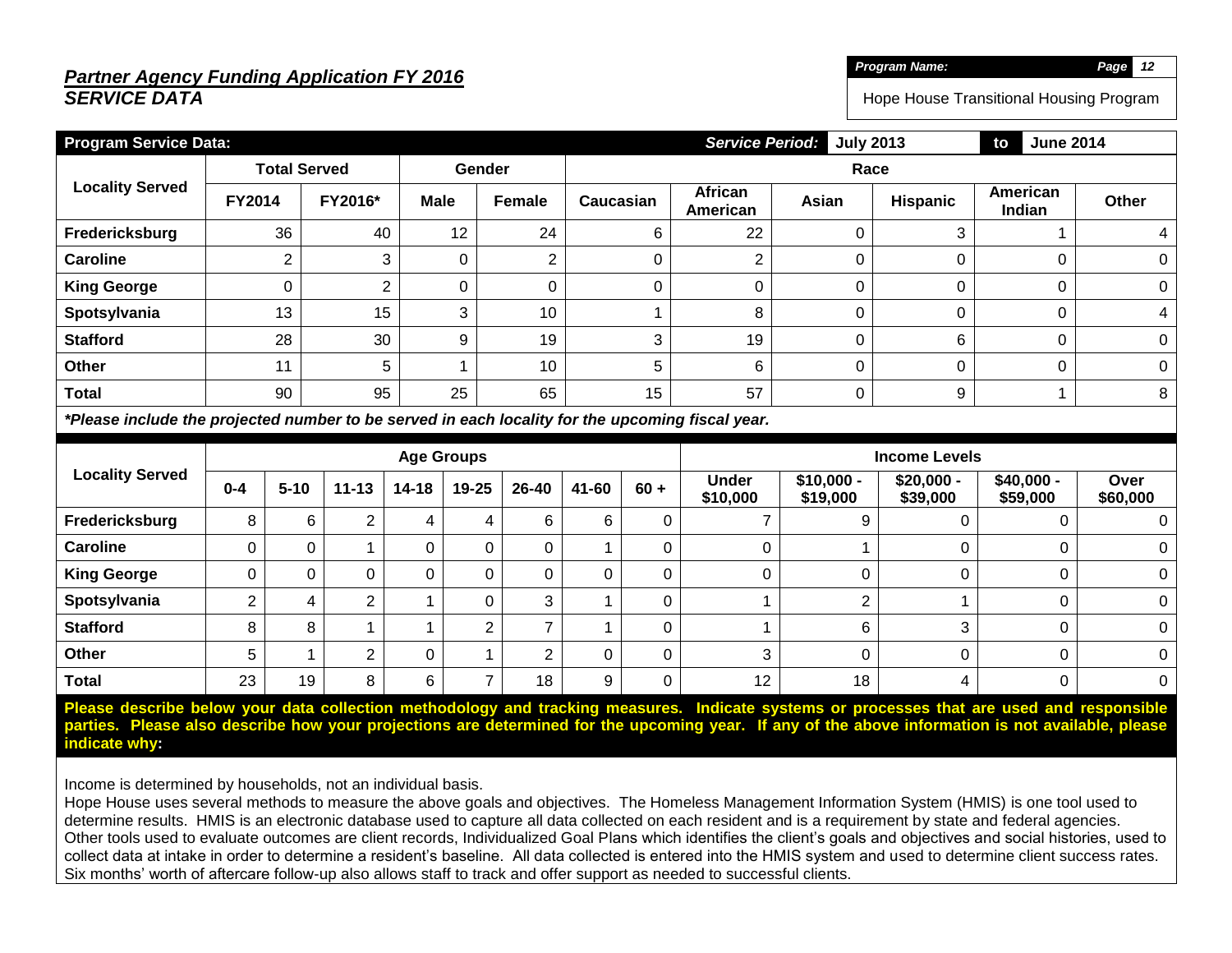# *Partner Agency Funding Application FY 2016*
## *SERVICE DATA*

***Program Name:***

Hope House Transitional Housing Program

**Program Service Data:** ***Service Period:*** **July 2013** to **June 2014**

| Locality Served | Total Served | | Gender | | Race | | | | | |
|---|---|---|---|---|---|---|---|---|---|---|
| | FY2014 | FY2016* | Male | Female | Caucasian | African American | Asian | Hispanic | American Indian | Other |
| Fredericksburg | 36 | 40 | 12 | 24 | 6 | 22 | 0 | 3 | 1 | 4 |
| Caroline | 2 | 3 | 0 | 2 | 0 | 2 | 0 | 0 | 0 | 0 |
| King George | 0 | 2 | 0 | 0 | 0 | 0 | 0 | 0 | 0 | 0 |
| Spotsylvania | 13 | 15 | 3 | 10 | 1 | 8 | 0 | 0 | 0 | 4 |
| Stafford | 28 | 30 | 9 | 19 | 3 | 19 | 0 | 6 | 0 | 0 |
| Other | 11 | 5 | 1 | 10 | 5 | 6 | 0 | 0 | 0 | 0 |
| Total | 90 | 95 | 25 | 65 | 15 | 57 | 0 | 9 | 1 | 8 |

****Please include the projected number to be served in each locality for the upcoming fiscal year.***

| Locality Served | Age Groups | | | | | | | | Income Levels | | | | |
|---|---|---|---|---|---|---|---|---|---|---|---|---|---|
| | 0-4 | 5-10 | 11-13 | 14-18 | 19-25 | 26-40 | 41-60 | 60 + | Under $10,000 | $10,000 - $19,000 | $20,000 - $39,000 | $40,000 - $59,000 | Over $60,000 |
| Fredericksburg | 8 | 6 | 2 | 4 | 4 | 6 | 6 | 0 | 7 | 9 | 0 | 0 | 0 |
| Caroline | 0 | 0 | 1 | 0 | 0 | 0 | 1 | 0 | 0 | 1 | 0 | 0 | 0 |
| King George | 0 | 0 | 0 | 0 | 0 | 0 | 0 | 0 | 0 | 0 | 0 | 0 | 0 |
| Spotsylvania | 2 | 4 | 2 | 1 | 0 | 3 | 1 | 0 | 1 | 2 | 1 | 0 | 0 |
| Stafford | 8 | 8 | 1 | 1 | 2 | 7 | 1 | 0 | 1 | 6 | 3 | 0 | 0 |
| Other | 5 | 1 | 2 | 0 | 1 | 2 | 0 | 0 | 3 | 0 | 0 | 0 | 0 |
| Total | 23 | 19 | 8 | 6 | 7 | 18 | 9 | 0 | 12 | 18 | 4 | 0 | 0 |

**Please describe below your data collection methodology and tracking measures. Indicate systems or processes that are used and responsible parties. Please also describe how your projections are determined for the upcoming year. If any of the above information is not available, please indicate why:**

Income is determined by households, not an individual basis.

Hope House uses several methods to measure the above goals and objectives. The Homeless Management Information System (HMIS) is one tool used to determine results. HMIS is an electronic database used to capture all data collected on each resident and is a requirement by state and federal agencies. Other tools used to evaluate outcomes are client records, Individualized Goal Plans which identifies the client's goals and objectives and social histories, used to collect data at intake in order to determine a resident's baseline. All data collected is entered into the HMIS system and used to determine client success rates. Six months' worth of aftercare follow-up also allows staff to track and offer support as needed to successful clients.